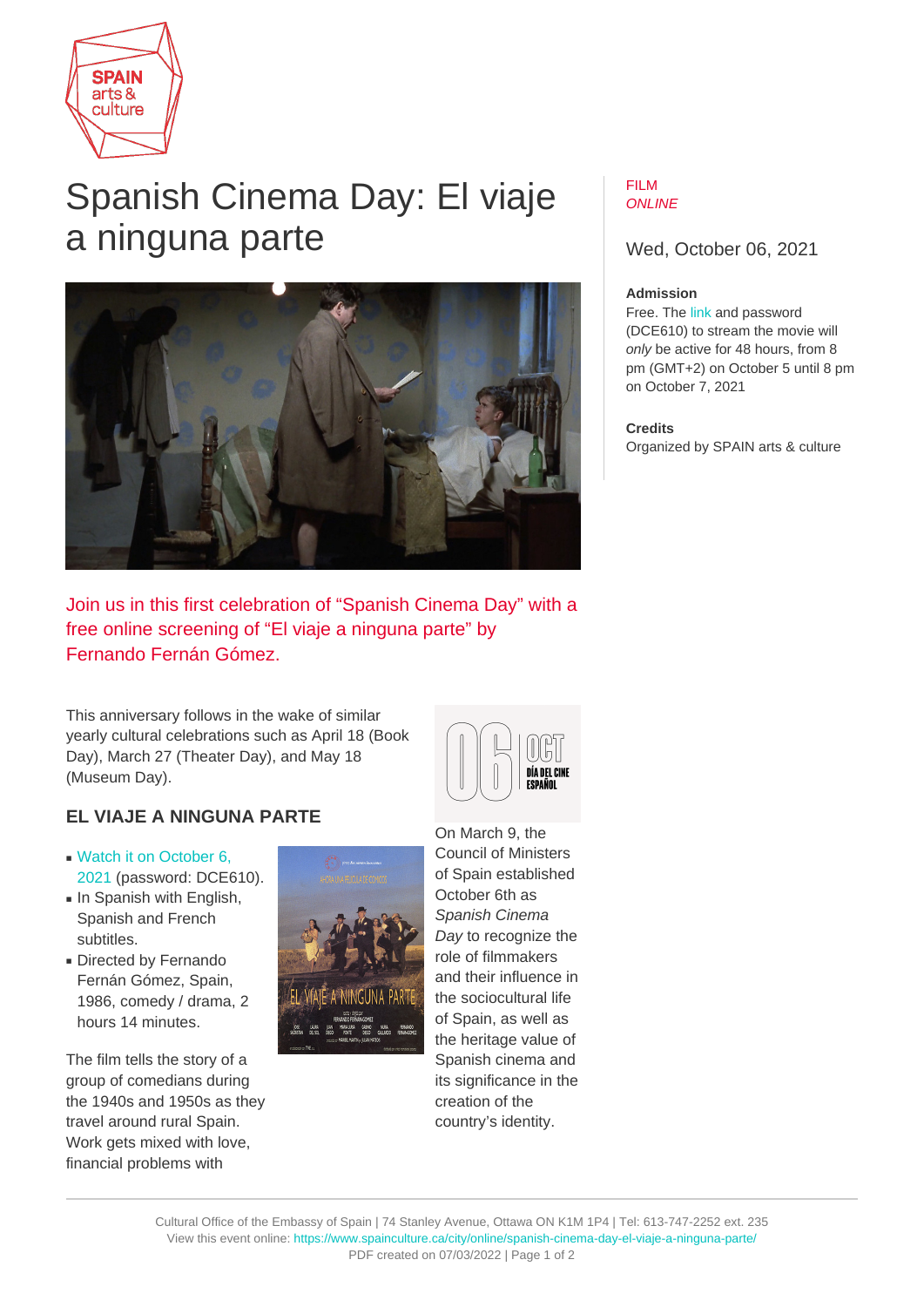# Spanish Cinema Day: El viaje a ninguna parte

FILM
*ONLINE*

Wed, October 06, 2021

**Admission**
Free. The link and password (DCE610) to stream the movie will *only* be active for 48 hours, from 8 pm (GMT+2) on October 5 until 8 pm on October 7, 2021

**Credits**
Organized by SPAIN arts & culture

Join us in this first celebration of “Spanish Cinema Day” with a free online screening of “El viaje a ninguna parte” by Fernando Fernán Gómez.

This anniversary follows in the wake of similar yearly cultural celebrations such as April 18 (Book Day), March 27 (Theater Day), and May 18 (Museum Day).

On March 9, the Council of Ministers of Spain established October 6th as *Spanish Cinema Day* to recognize the role of filmmakers and their influence in the sociocultural life of Spain, as well as the heritage value of Spanish cinema and its significance in the creation of the country’s identity.

## EL VIAJE A NINGUNA PARTE

- Watch it on October 6, 2021 (password: DCE610).
- In Spanish with English, Spanish and French subtitles.
- Directed by Fernando Fernán Gómez, Spain, 1986, comedy / drama, 2 hours 14 minutes.

The film tells the story of a group of comedians during the 1940s and 1950s as they travel around rural Spain. Work gets mixed with love, financial problems with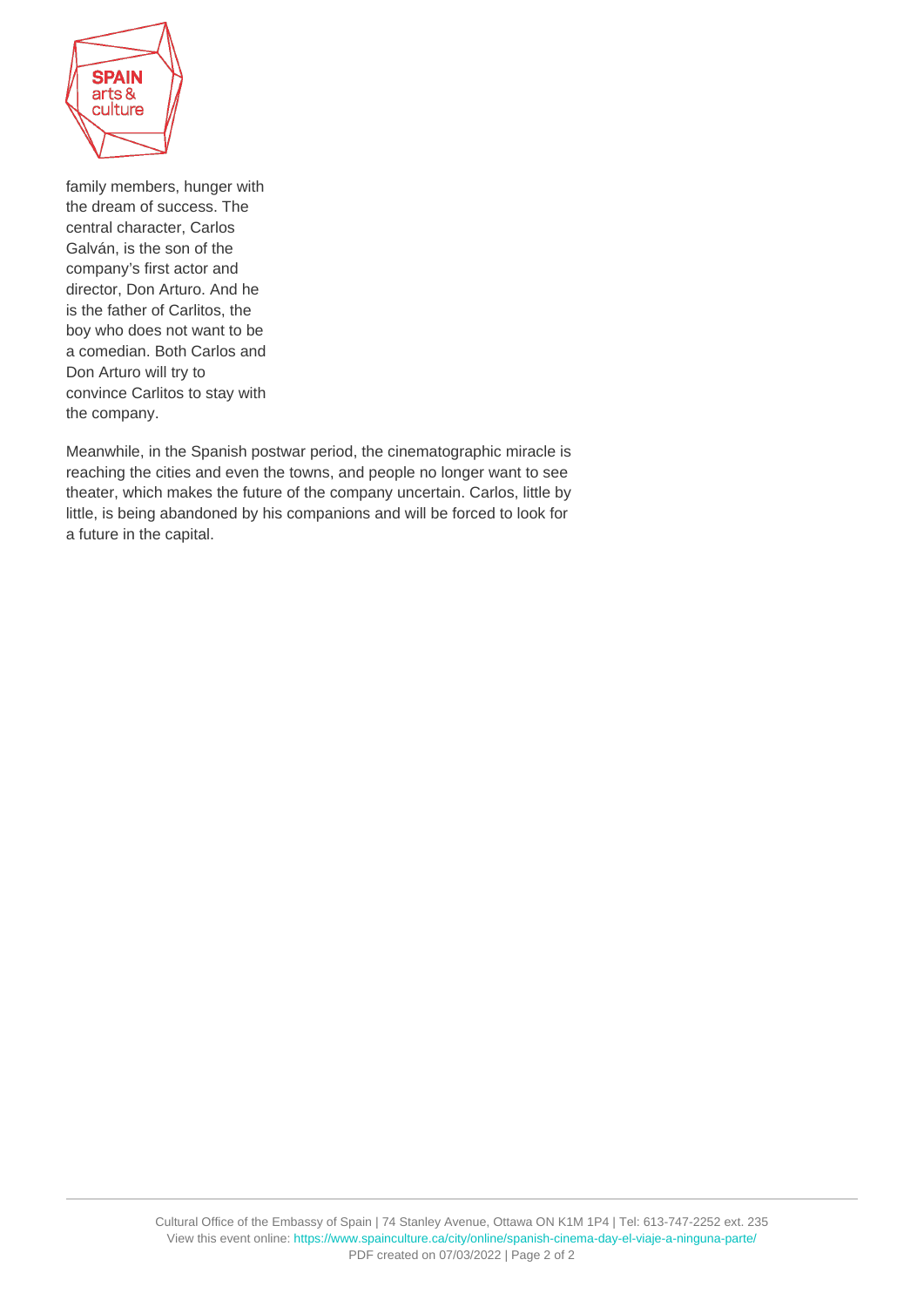family members, hunger with the dream of success. The central character, Carlos Galván, is the son of the company's first actor and director, Don Arturo. And he is the father of Carlitos, the boy who does not want to be a comedian. Both Carlos and Don Arturo will try to convince Carlitos to stay with the company.

Meanwhile, in the Spanish postwar period, the cinematographic miracle is reaching the cities and even the towns, and people no longer want to see theater, which makes the future of the company uncertain. Carlos, little by little, is being abandoned by his companions and will be forced to look for a future in the capital.